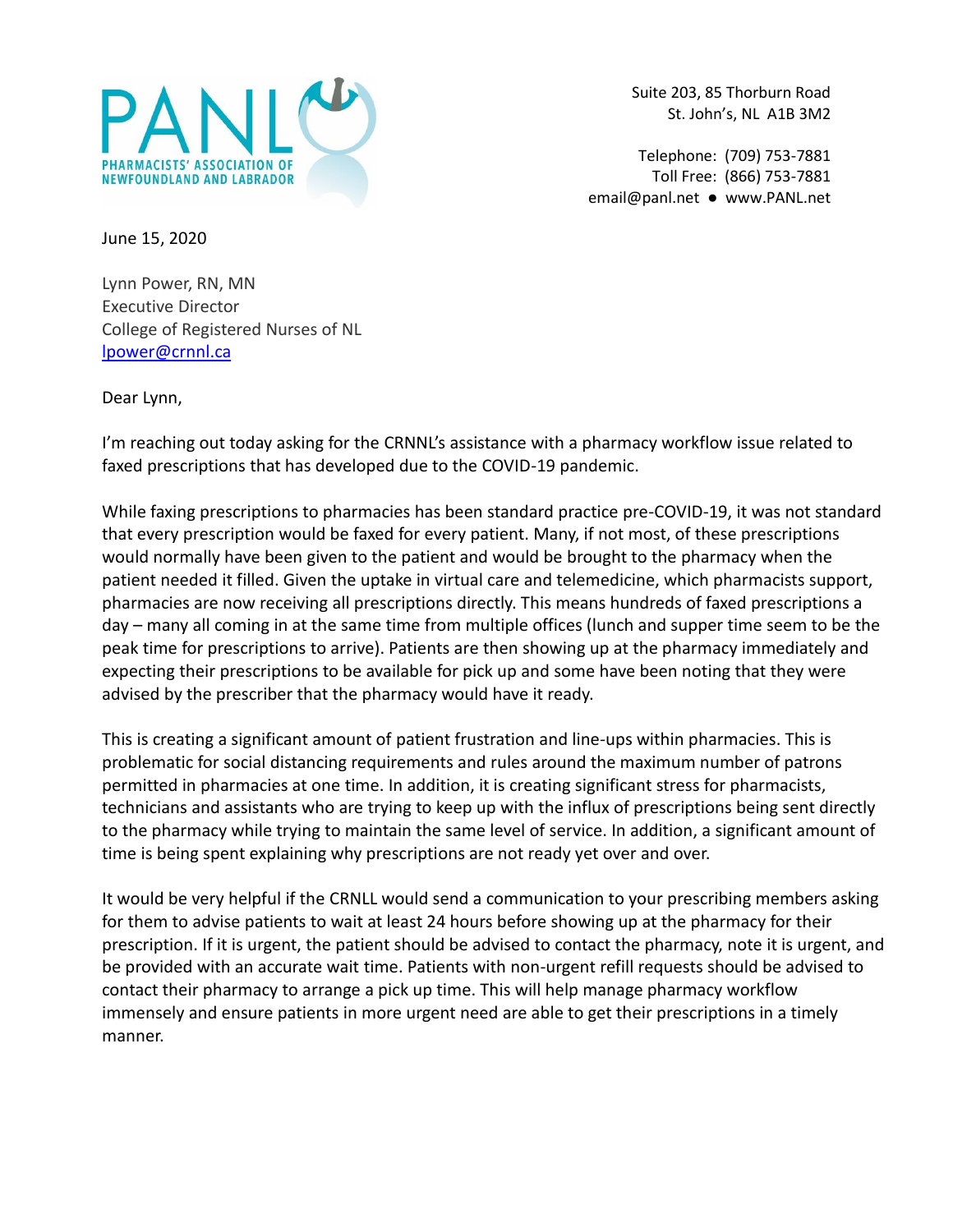PANL
PHARMACISTS' ASSOCIATION OF NEWFOUNDLAND AND LABRADOR

Suite 203, 85 Thorburn Road
St. John's, NL A1B 3M2

Telephone: (709) 753-7881
Toll Free: (866) 753-7881
email@panl.net ● www.PANL.net

June 15, 2020

Lynn Power, RN, MN
Executive Director
College of Registered Nurses of NL
lpower@crnnl.ca

Dear Lynn,

I'm reaching out today asking for the CRNNL's assistance with a pharmacy workflow issue related to faxed prescriptions that has developed due to the COVID-19 pandemic.

While faxing prescriptions to pharmacies has been standard practice pre-COVID-19, it was not standard that every prescription would be faxed for every patient. Many, if not most, of these prescriptions would normally have been given to the patient and would be brought to the pharmacy when the patient needed it filled. Given the uptake in virtual care and telemedicine, which pharmacists support, pharmacies are now receiving all prescriptions directly. This means hundreds of faxed prescriptions a day – many all coming in at the same time from multiple offices (lunch and supper time seem to be the peak time for prescriptions to arrive). Patients are then showing up at the pharmacy immediately and expecting their prescriptions to be available for pick up and some have been noting that they were advised by the prescriber that the pharmacy would have it ready.

This is creating a significant amount of patient frustration and line-ups within pharmacies. This is problematic for social distancing requirements and rules around the maximum number of patrons permitted in pharmacies at one time. In addition, it is creating significant stress for pharmacists, technicians and assistants who are trying to keep up with the influx of prescriptions being sent directly to the pharmacy while trying to maintain the same level of service. In addition, a significant amount of time is being spent explaining why prescriptions are not ready yet over and over.

It would be very helpful if the CRNLL would send a communication to your prescribing members asking for them to advise patients to wait at least 24 hours before showing up at the pharmacy for their prescription. If it is urgent, the patient should be advised to contact the pharmacy, note it is urgent, and be provided with an accurate wait time. Patients with non-urgent refill requests should be advised to contact their pharmacy to arrange a pick up time. This will help manage pharmacy workflow immensely and ensure patients in more urgent need are able to get their prescriptions in a timely manner.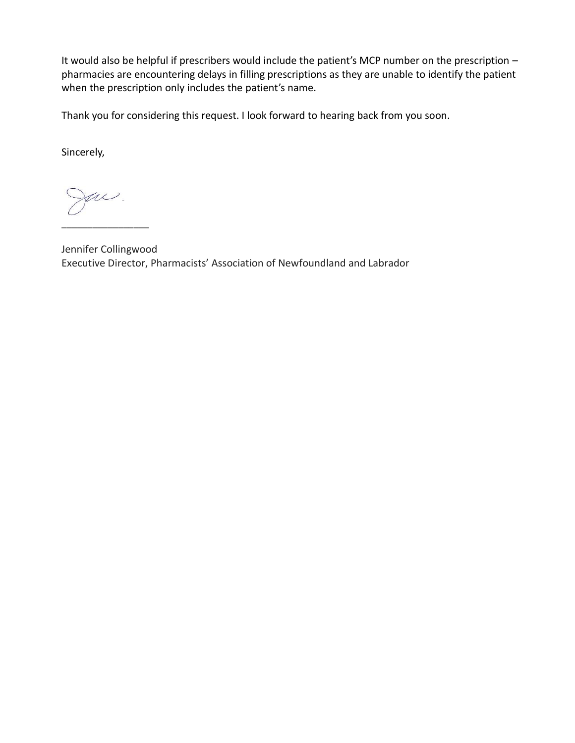It would also be helpful if prescribers would include the patient's MCP number on the prescription – pharmacies are encountering delays in filling prescriptions as they are unable to identify the patient when the prescription only includes the patient's name.

Thank you for considering this request. I look forward to hearing back from you soon.

Sincerely,

________________

Jennifer Collingwood  
Executive Director, Pharmacists' Association of Newfoundland and Labrador